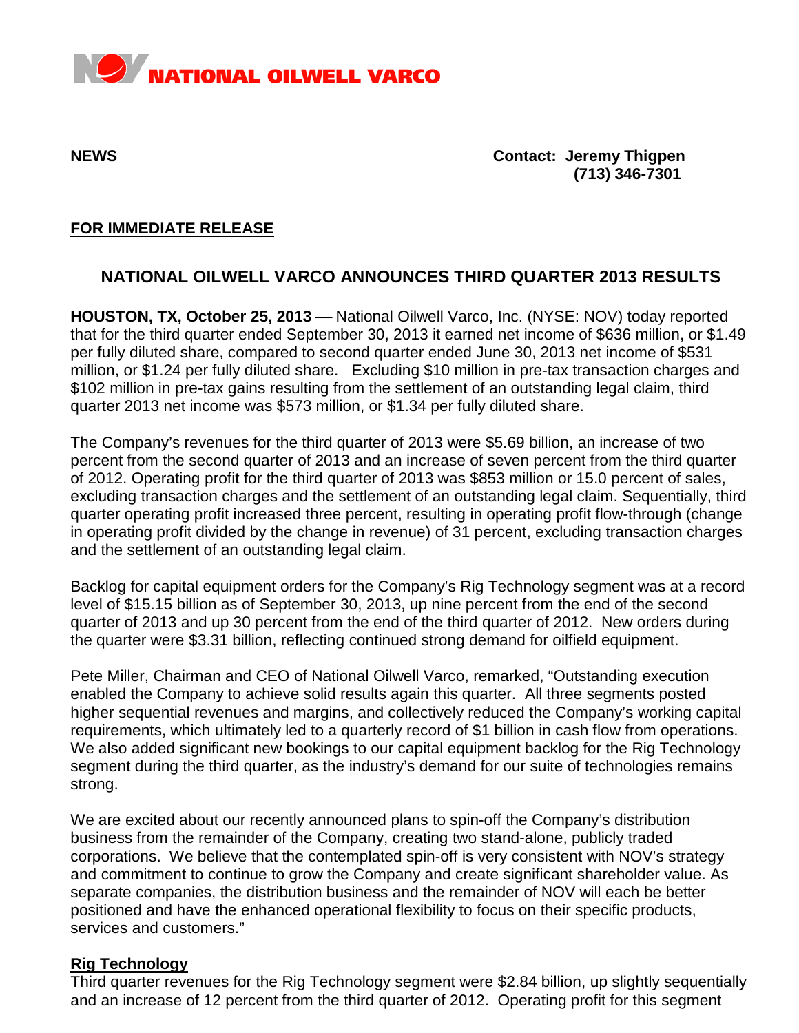**NATIONAL OILWELL VARCO**

**NEWS**

**Contact: Jeremy Thigpen**
**(713) 346-7301**

**FOR IMMEDIATE RELEASE**

## NATIONAL OILWELL VARCO ANNOUNCES THIRD QUARTER 2013 RESULTS

**HOUSTON, TX, October 25, 2013** — National Oilwell Varco, Inc. (NYSE: NOV) today reported that for the third quarter ended September 30, 2013 it earned net income of $636 million, or $1.49 per fully diluted share, compared to second quarter ended June 30, 2013 net income of $531 million, or $1.24 per fully diluted share. Excluding $10 million in pre-tax transaction charges and $102 million in pre-tax gains resulting from the settlement of an outstanding legal claim, third quarter 2013 net income was $573 million, or $1.34 per fully diluted share.

The Company's revenues for the third quarter of 2013 were $5.69 billion, an increase of two percent from the second quarter of 2013 and an increase of seven percent from the third quarter of 2012. Operating profit for the third quarter of 2013 was $853 million or 15.0 percent of sales, excluding transaction charges and the settlement of an outstanding legal claim. Sequentially, third quarter operating profit increased three percent, resulting in operating profit flow-through (change in operating profit divided by the change in revenue) of 31 percent, excluding transaction charges and the settlement of an outstanding legal claim.

Backlog for capital equipment orders for the Company's Rig Technology segment was at a record level of $15.15 billion as of September 30, 2013, up nine percent from the end of the second quarter of 2013 and up 30 percent from the end of the third quarter of 2012. New orders during the quarter were $3.31 billion, reflecting continued strong demand for oilfield equipment.

Pete Miller, Chairman and CEO of National Oilwell Varco, remarked, "Outstanding execution enabled the Company to achieve solid results again this quarter. All three segments posted higher sequential revenues and margins, and collectively reduced the Company's working capital requirements, which ultimately led to a quarterly record of $1 billion in cash flow from operations. We also added significant new bookings to our capital equipment backlog for the Rig Technology segment during the third quarter, as the industry's demand for our suite of technologies remains strong.

We are excited about our recently announced plans to spin-off the Company's distribution business from the remainder of the Company, creating two stand-alone, publicly traded corporations. We believe that the contemplated spin-off is very consistent with NOV's strategy and commitment to continue to grow the Company and create significant shareholder value. As separate companies, the distribution business and the remainder of NOV will each be better positioned and have the enhanced operational flexibility to focus on their specific products, services and customers."

### Rig Technology

Third quarter revenues for the Rig Technology segment were $2.84 billion, up slightly sequentially and an increase of 12 percent from the third quarter of 2012. Operating profit for this segment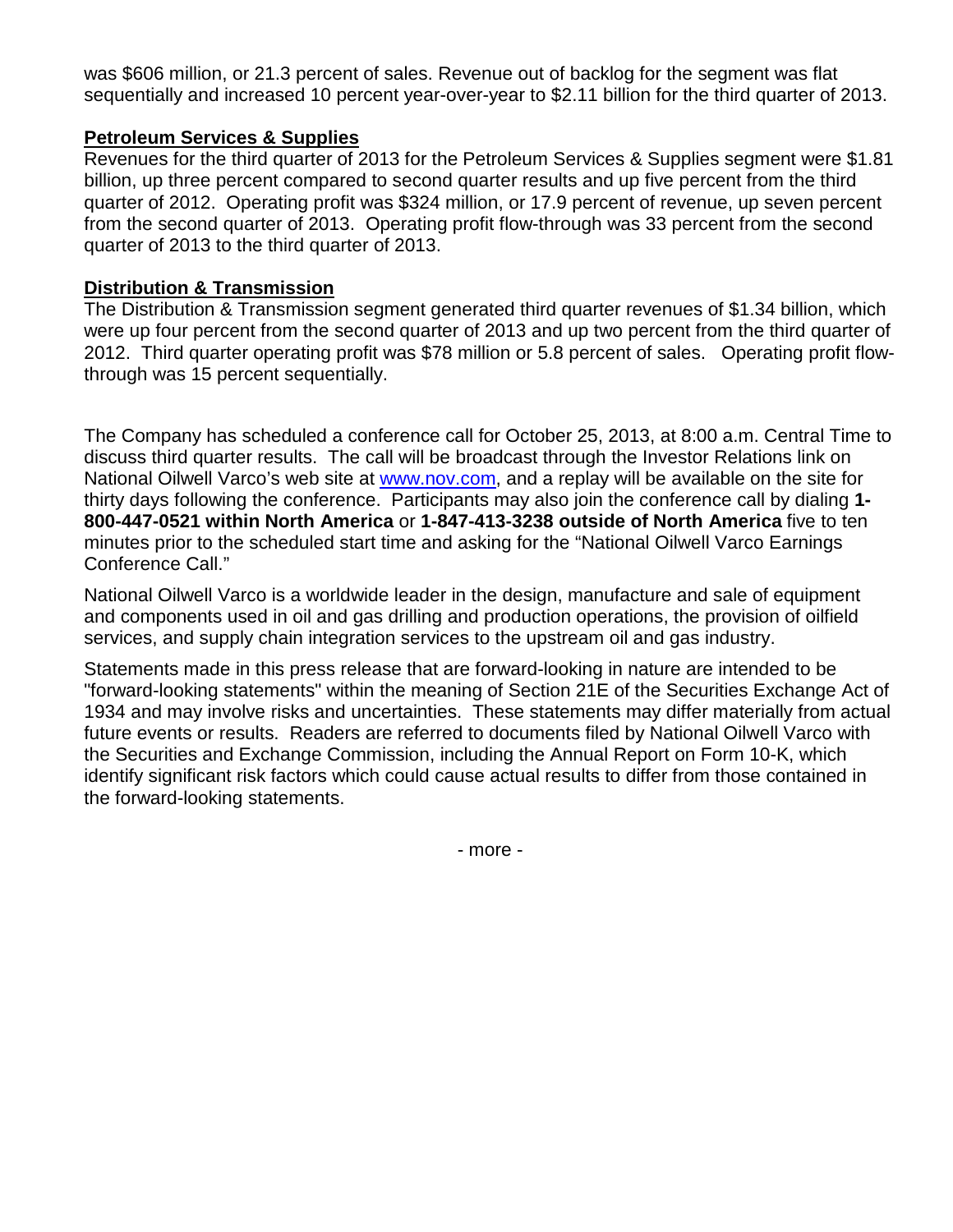was $606 million, or 21.3 percent of sales. Revenue out of backlog for the segment was flat sequentially and increased 10 percent year-over-year to $2.11 billion for the third quarter of 2013.

**Petroleum Services & Supplies**

Revenues for the third quarter of 2013 for the Petroleum Services & Supplies segment were $1.81 billion, up three percent compared to second quarter results and up five percent from the third quarter of 2012. Operating profit was $324 million, or 17.9 percent of revenue, up seven percent from the second quarter of 2013. Operating profit flow-through was 33 percent from the second quarter of 2013 to the third quarter of 2013.

**Distribution & Transmission**

The Distribution & Transmission segment generated third quarter revenues of $1.34 billion, which were up four percent from the second quarter of 2013 and up two percent from the third quarter of 2012. Third quarter operating profit was $78 million or 5.8 percent of sales. Operating profit flow-through was 15 percent sequentially.

The Company has scheduled a conference call for October 25, 2013, at 8:00 a.m. Central Time to discuss third quarter results. The call will be broadcast through the Investor Relations link on National Oilwell Varco's web site at www.nov.com, and a replay will be available on the site for thirty days following the conference. Participants may also join the conference call by dialing **1-800-447-0521 within North America** or **1-847-413-3238 outside of North America** five to ten minutes prior to the scheduled start time and asking for the "National Oilwell Varco Earnings Conference Call."

National Oilwell Varco is a worldwide leader in the design, manufacture and sale of equipment and components used in oil and gas drilling and production operations, the provision of oilfield services, and supply chain integration services to the upstream oil and gas industry.

Statements made in this press release that are forward-looking in nature are intended to be "forward-looking statements" within the meaning of Section 21E of the Securities Exchange Act of 1934 and may involve risks and uncertainties. These statements may differ materially from actual future events or results. Readers are referred to documents filed by National Oilwell Varco with the Securities and Exchange Commission, including the Annual Report on Form 10-K, which identify significant risk factors which could cause actual results to differ from those contained in the forward-looking statements.

- more -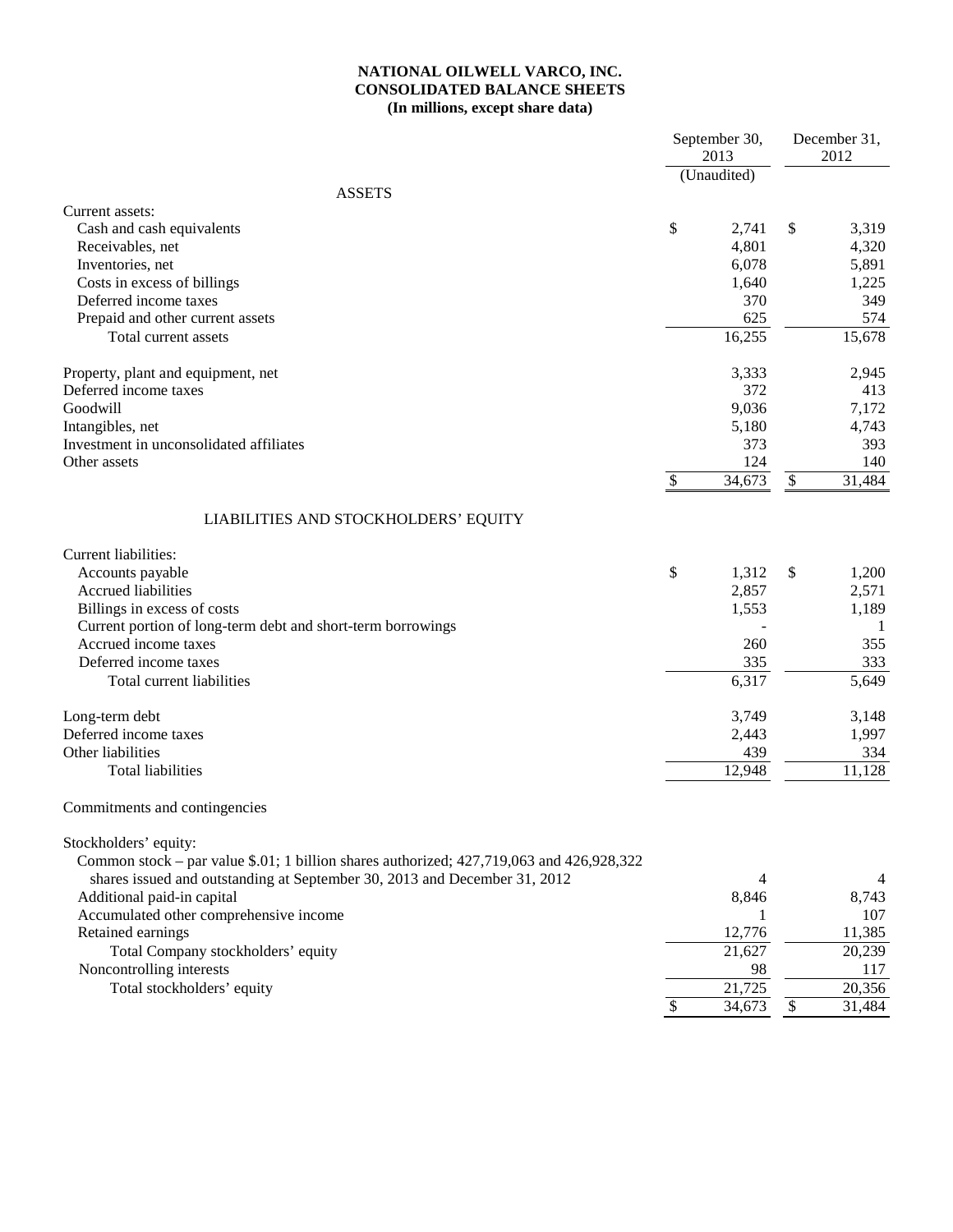**NATIONAL OILWELL VARCO, INC.**
**CONSOLIDATED BALANCE SHEETS**
**(In millions, except share data)**

| | September 30, 2013 | December 31, 2012 |
|---|---|---|
| | (Unaudited) | |
| ASSETS | | |
| Current assets: | | |
| Cash and cash equivalents | $ 2,741 | $ 3,319 |
| Receivables, net | 4,801 | 4,320 |
| Inventories, net | 6,078 | 5,891 |
| Costs in excess of billings | 1,640 | 1,225 |
| Deferred income taxes | 370 | 349 |
| Prepaid and other current assets | 625 | 574 |
| Total current assets | 16,255 | 15,678 |
| | | |
| Property, plant and equipment, net | 3,333 | 2,945 |
| Deferred income taxes | 372 | 413 |
| Goodwill | 9,036 | 7,172 |
| Intangibles, net | 5,180 | 4,743 |
| Investment in unconsolidated affiliates | 373 | 393 |
| Other assets | 124 | 140 |
| | $ 34,673 | $ 31,484 |
| | | |
| LIABILITIES AND STOCKHOLDERS' EQUITY | | |
| Current liabilities: | | |
| Accounts payable | $ 1,312 | $ 1,200 |
| Accrued liabilities | 2,857 | 2,571 |
| Billings in excess of costs | 1,553 | 1,189 |
| Current portion of long-term debt and short-term borrowings | - | 1 |
| Accrued income taxes | 260 | 355 |
| Deferred income taxes | 335 | 333 |
| Total current liabilities | 6,317 | 5,649 |
| | | |
| Long-term debt | 3,749 | 3,148 |
| Deferred income taxes | 2,443 | 1,997 |
| Other liabilities | 439 | 334 |
| Total liabilities | 12,948 | 11,128 |
| | | |
| Commitments and contingencies | | |
| | | |
| Stockholders' equity: | | |
| Common stock – par value \$.01; 1 billion shares authorized; 427,719,063 and 426,928,322 shares issued and outstanding at September 30, 2013 and December 31, 2012 | 4 | 4 |
| Additional paid-in capital | 8,846 | 8,743 |
| Accumulated other comprehensive income | 1 | 107 |
| Retained earnings | 12,776 | 11,385 |
| Total Company stockholders' equity | 21,627 | 20,239 |
| Noncontrolling interests | 98 | 117 |
| Total stockholders' equity | 21,725 | 20,356 |
| | $ 34,673 | $ 31,484 |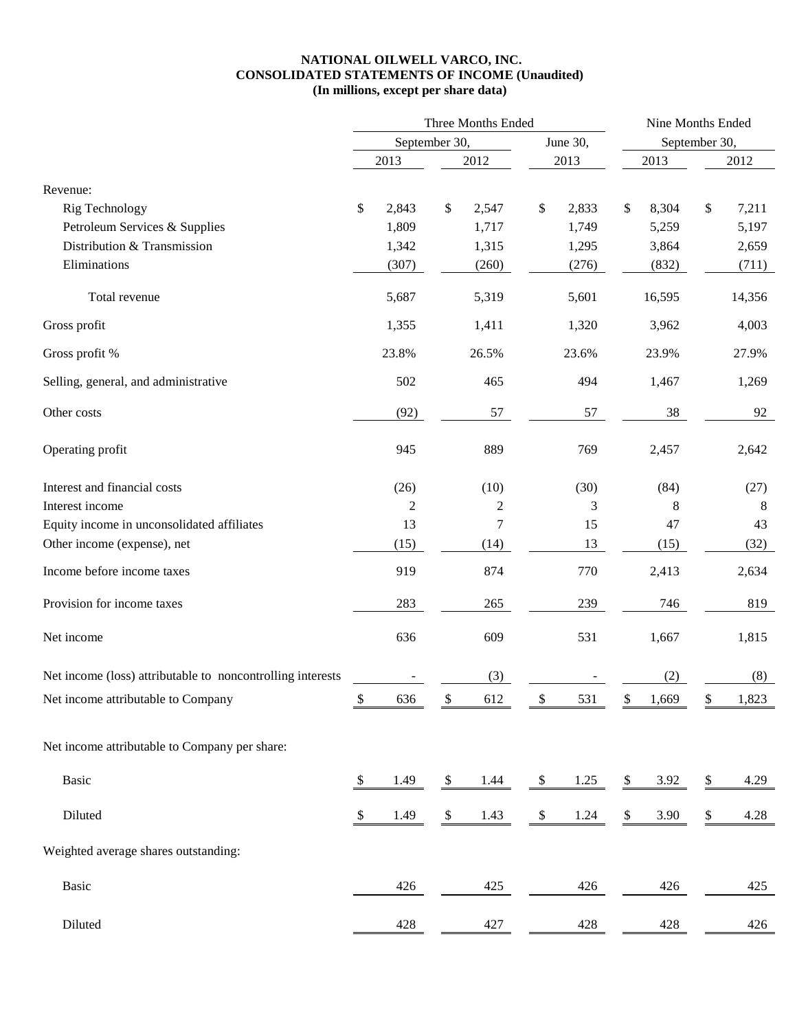**NATIONAL OILWELL VARCO, INC.**
**CONSOLIDATED STATEMENTS OF INCOME (Unaudited)**
**(In millions, except per share data)**

| | Three Months Ended | | | Nine Months Ended | |
|---|---|---|---|---|---|
| | September 30, | | June 30, | September 30, | |
| | 2013 | 2012 | 2013 | 2013 | 2012 |
| Revenue: | | | | | |
| Rig Technology | $ 2,843 | $ 2,547 | $ 2,833 | $ 8,304 | $ 7,211 |
| Petroleum Services & Supplies | 1,809 | 1,717 | 1,749 | 5,259 | 5,197 |
| Distribution & Transmission | 1,342 | 1,315 | 1,295 | 3,864 | 2,659 |
| Eliminations | (307) | (260) | (276) | (832) | (711) |
| Total revenue | 5,687 | 5,319 | 5,601 | 16,595 | 14,356 |
| Gross profit | 1,355 | 1,411 | 1,320 | 3,962 | 4,003 |
| Gross profit % | 23.8% | 26.5% | 23.6% | 23.9% | 27.9% |
| Selling, general, and administrative | 502 | 465 | 494 | 1,467 | 1,269 |
| Other costs | (92) | 57 | 57 | 38 | 92 |
| Operating profit | 945 | 889 | 769 | 2,457 | 2,642 |
| Interest and financial costs | (26) | (10) | (30) | (84) | (27) |
| Interest income | 2 | 2 | 3 | 8 | 8 |
| Equity income in unconsolidated affiliates | 13 | 7 | 15 | 47 | 43 |
| Other income (expense), net | (15) | (14) | 13 | (15) | (32) |
| Income before income taxes | 919 | 874 | 770 | 2,413 | 2,634 |
| Provision for income taxes | 283 | 265 | 239 | 746 | 819 |
| Net income | 636 | 609 | 531 | 1,667 | 1,815 |
| Net income (loss) attributable to noncontrolling interests | - | (3) | - | (2) | (8) |
| Net income attributable to Company | $ 636 | $ 612 | $ 531 | $ 1,669 | $ 1,823 |
| Net income attributable to Company per share: | | | | | |
| Basic | $ 1.49 | $ 1.44 | $ 1.25 | $ 3.92 | $ 4.29 |
| Diluted | $ 1.49 | $ 1.43 | $ 1.24 | $ 3.90 | $ 4.28 |
| Weighted average shares outstanding: | | | | | |
| Basic | 426 | 425 | 426 | 426 | 425 |
| Diluted | 428 | 427 | 428 | 428 | 426 |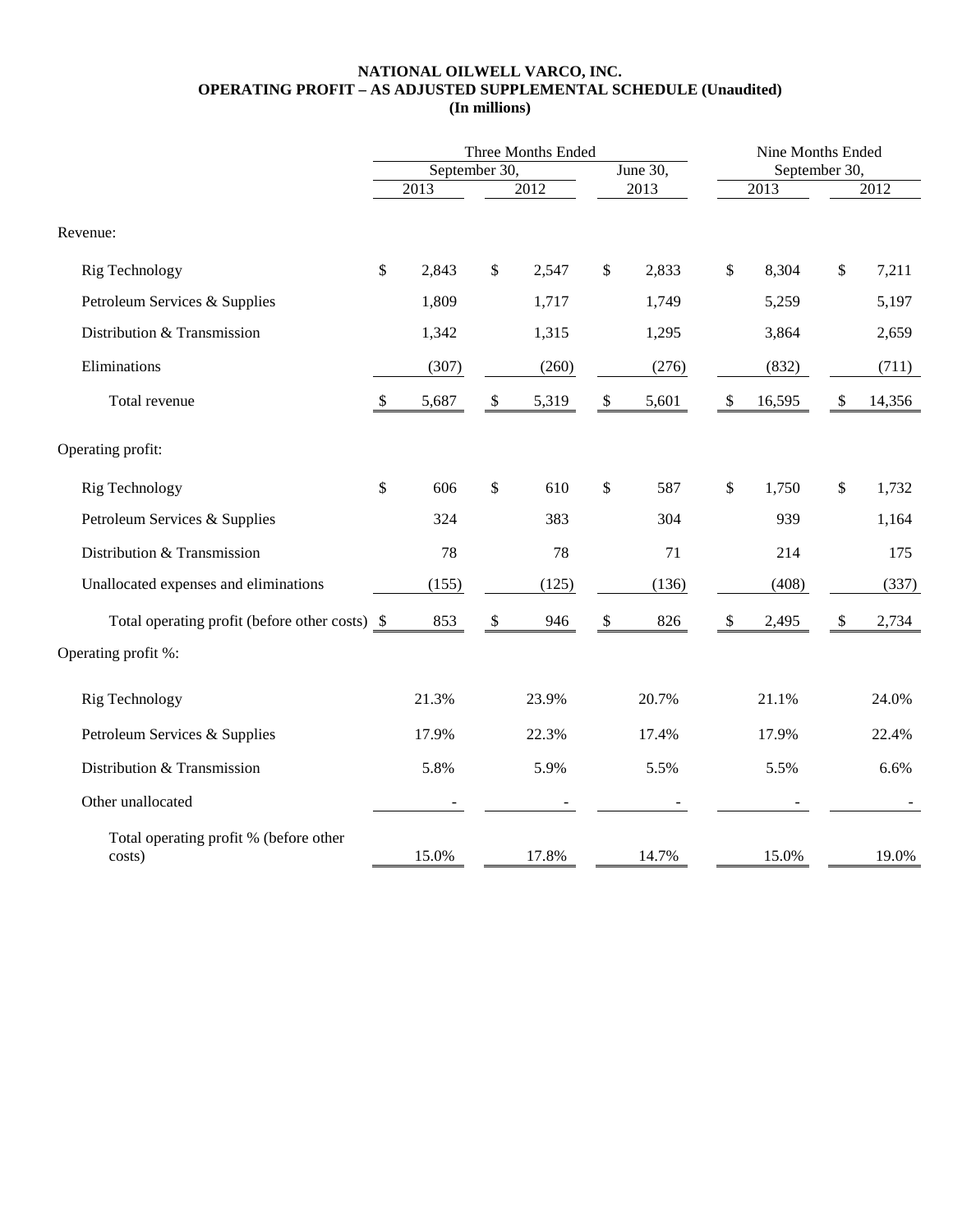**NATIONAL OILWELL VARCO, INC.**
**OPERATING PROFIT – AS ADJUSTED SUPPLEMENTAL SCHEDULE (Unaudited)**
**(In millions)**

| | Three Months Ended | | | Nine Months Ended | |
|---|---|---|---|---|---|
| | September 30, | | June 30, | September 30, | |
| | 2013 | 2012 | 2013 | 2013 | 2012 |
| Revenue: | | | | | |
| Rig Technology | $ 2,843 | $ 2,547 | $ 2,833 | $ 8,304 | $ 7,211 |
| Petroleum Services & Supplies | 1,809 | 1,717 | 1,749 | 5,259 | 5,197 |
| Distribution & Transmission | 1,342 | 1,315 | 1,295 | 3,864 | 2,659 |
| Eliminations | (307) | (260) | (276) | (832) | (711) |
| Total revenue | $ 5,687 | $ 5,319 | $ 5,601 | $ 16,595 | $ 14,356 |
| Operating profit: | | | | | |
| Rig Technology | $ 606 | $ 610 | $ 587 | $ 1,750 | $ 1,732 |
| Petroleum Services & Supplies | 324 | 383 | 304 | 939 | 1,164 |
| Distribution & Transmission | 78 | 78 | 71 | 214 | 175 |
| Unallocated expenses and eliminations | (155) | (125) | (136) | (408) | (337) |
| Total operating profit (before other costs) | $ 853 | $ 946 | $ 826 | $ 2,495 | $ 2,734 |
| Operating profit %: | | | | | |
| Rig Technology | 21.3% | 23.9% | 20.7% | 21.1% | 24.0% |
| Petroleum Services & Supplies | 17.9% | 22.3% | 17.4% | 17.9% | 22.4% |
| Distribution & Transmission | 5.8% | 5.9% | 5.5% | 5.5% | 6.6% |
| Other unallocated | - | - | - | - | - |
| Total operating profit % (before other costs) | 15.0% | 17.8% | 14.7% | 15.0% | 19.0% |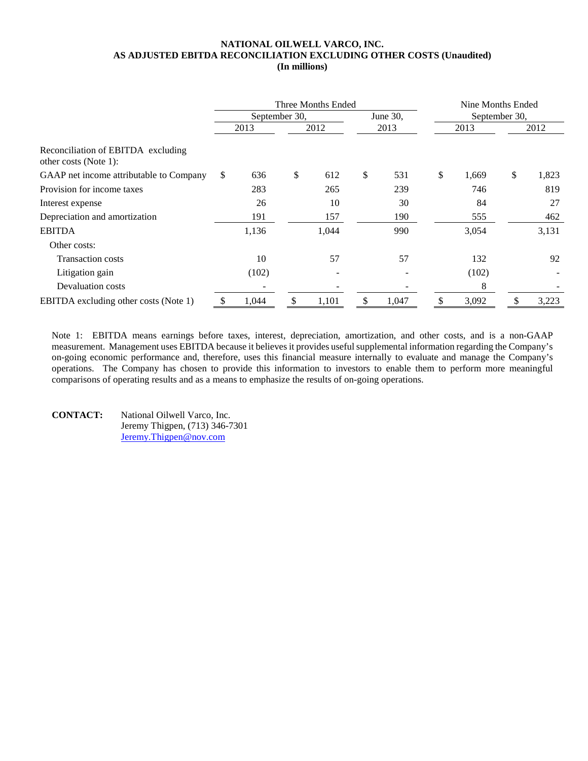**NATIONAL OILWELL VARCO, INC.**
**AS ADJUSTED EBITDA RECONCILIATION EXCLUDING OTHER COSTS (Unaudited)**
**(In millions)**

| | Three Months Ended | | | Nine Months Ended | |
|---|---|---|---|---|---|
| | September 30, | | June 30, | September 30, | |
| | 2013 | 2012 | 2013 | 2013 | 2012 |
| Reconciliation of EBITDA excluding other costs (Note 1): | | | | | |
| GAAP net income attributable to Company | $ 636 | $ 612 | $ 531 | $ 1,669 | $ 1,823 |
| Provision for income taxes | 283 | 265 | 239 | 746 | 819 |
| Interest expense | 26 | 10 | 30 | 84 | 27 |
| Depreciation and amortization | 191 | 157 | 190 | 555 | 462 |
| EBITDA | 1,136 | 1,044 | 990 | 3,054 | 3,131 |
| Other costs: | | | | | |
| Transaction costs | 10 | 57 | 57 | 132 | 92 |
| Litigation gain | (102) | - | - | (102) | - |
| Devaluation costs | - | - | - | 8 | - |
| EBITDA excluding other costs (Note 1) | $ 1,044 | $ 1,101 | $ 1,047 | $ 3,092 | $ 3,223 |

Note 1: EBITDA means earnings before taxes, interest, depreciation, amortization, and other costs, and is a non-GAAP measurement. Management uses EBITDA because it believes it provides useful supplemental information regarding the Company's on-going economic performance and, therefore, uses this financial measure internally to evaluate and manage the Company's operations. The Company has chosen to provide this information to investors to enable them to perform more meaningful comparisons of operating results and as a means to emphasize the results of on-going operations.

**CONTACT:** National Oilwell Varco, Inc.
Jeremy Thigpen, (713) 346-7301
Jeremy.Thigpen@nov.com